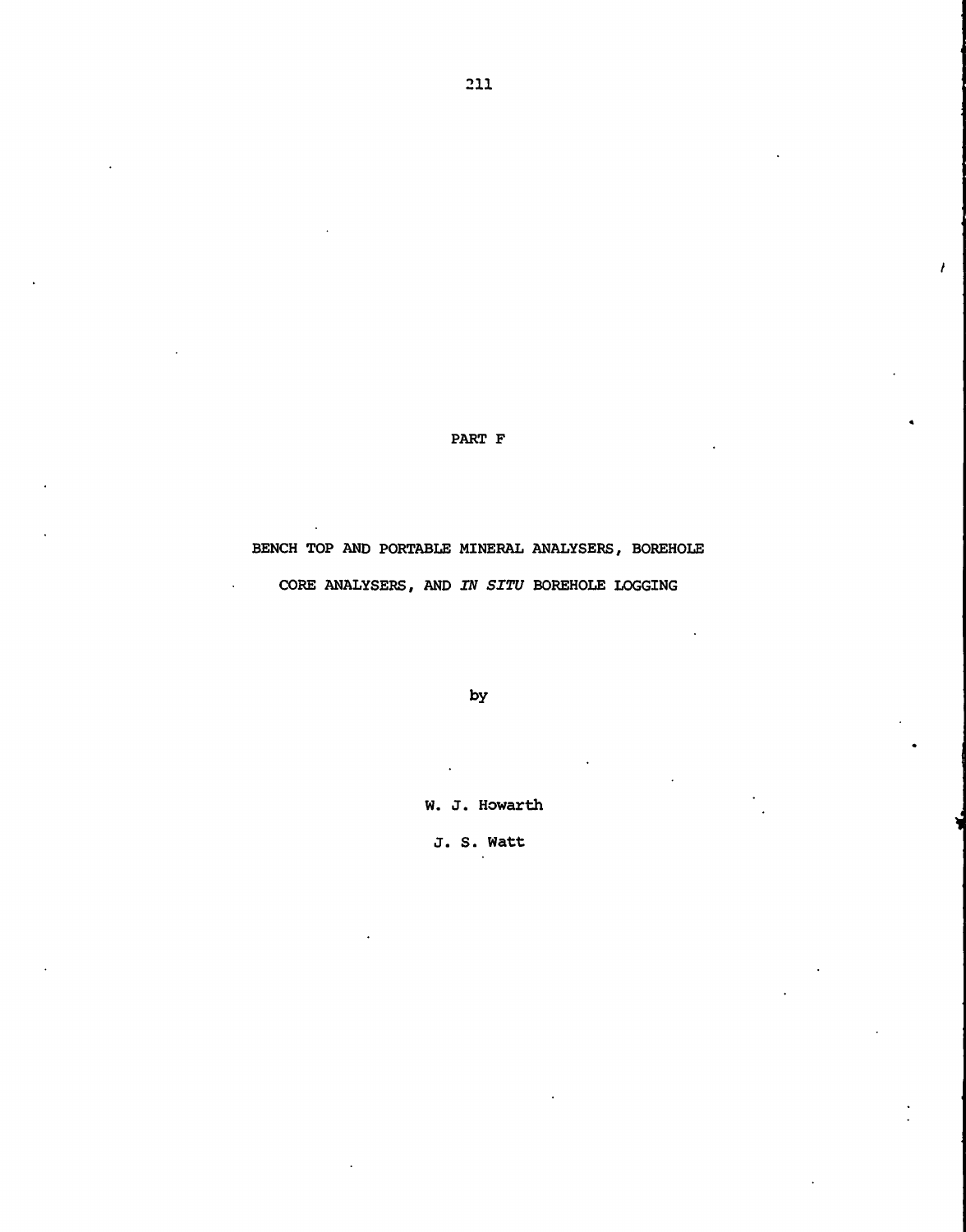# PART F

## BENCH TOP AND PORTABLE MINERAL ANALYSERS, BOREHOLE CORE ANALYSERS, AND *IN SITU* BOREHOLE LOGGING

by

W. J. Howarth

J. S. Watt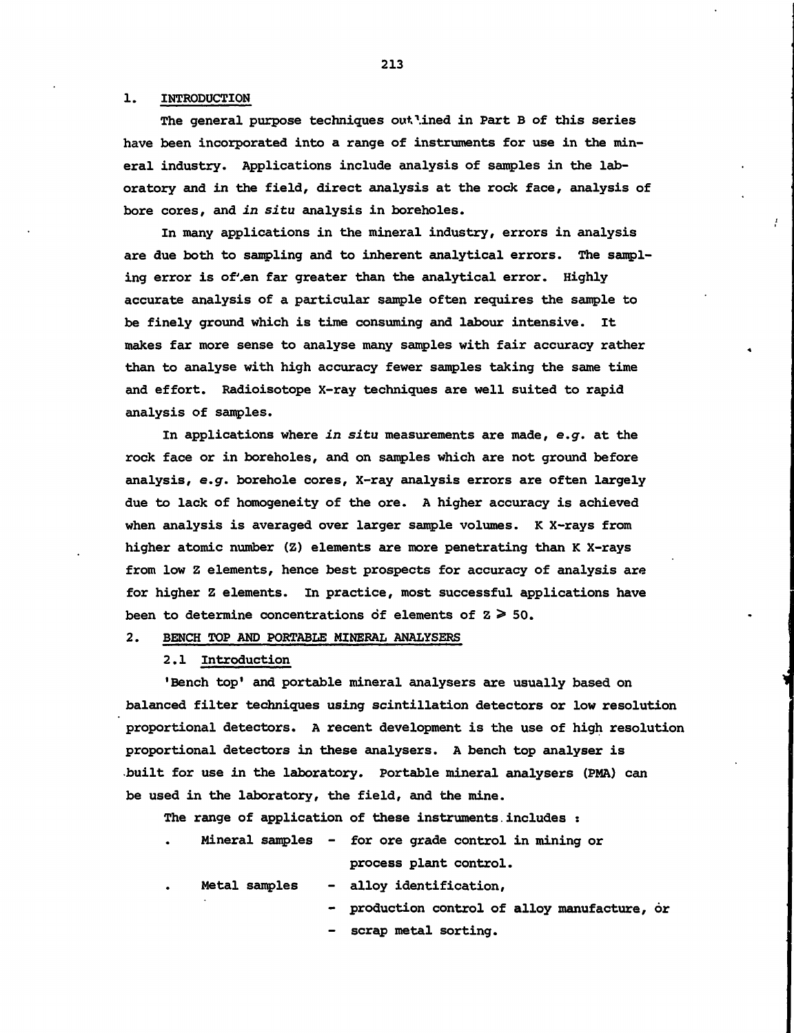## 1. INTRODUCTION

The general purpose techniques outlined in Part B of this series have been incorporated into a range of instruments for use in the mineral industry. Applications include analysis of samples in the laboratory and in the field, direct analysis at the rock face, analysis of bore cores, and *in situ* analysis in boreholes.

In many applications in the mineral industry, errors in analysis are due both to sampling and to inherent analytical errors. The sampling error is often far greater than the analytical error. Highly accurate analysis of a particular sample often requires the sample to be finely ground which is time consuming and labour intensive. It makes far more sense to analyse many samples with fair accuracy rather than to analyse with high accuracy fewer samples taking the same time and effort. Radioisotope X-ray techniques are well suited to rapid analysis of samples.

In applications where *in situ* measurements are made, *e.g.* at the rock face or in boreholes, and on samples which are not ground before analysis, *e.g.* borehole cores, X-ray analysis errors are often largely due to lack of homogeneity of the ore. A higher accuracy is achieved when analysis is averaged over larger sample volumes. K X-rays from higher atomic number (Z) elements are more penetrating than K X-rays from low Z elements, hence best prospects for accuracy of analysis are for higher Z elements. In practice, most successful applications have been to determine concentrations of elements of $Z \geq 50$.

## 2. BENCH TOP AND PORTABLE MINERAL ANALYSERS

### 2.1 Introduction

'Bench top' and portable mineral analysers are usually based on balanced filter techniques using scintillation detectors or low resolution proportional detectors. A recent development is the use of high resolution proportional detectors in these analysers. A bench top analyser is built for use in the laboratory. Portable mineral analysers (PMA) can be used in the laboratory, the field, and the mine.

The range of application of these instruments includes :

- Mineral samples - for ore grade control in mining or process plant control.
- Metal samples
  - alloy identification,
  - production control of alloy manufacture, or
  - scrap metal sorting.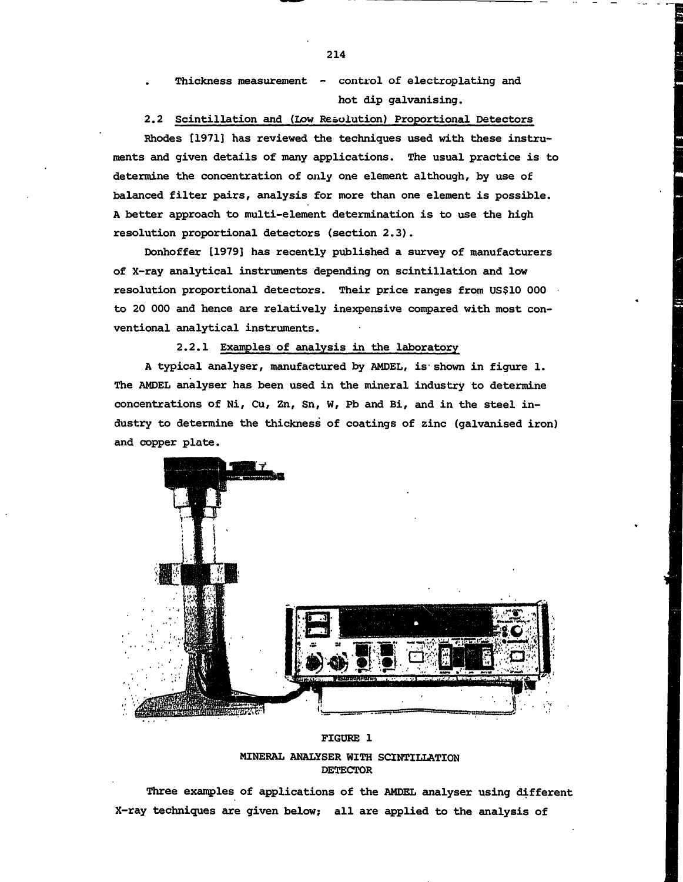- Thickness measurement - control of electroplating and hot dip galvanising.

## 2.2 Scintillation and (Low Resolution) Proportional Detectors

Rhodes [1971] has reviewed the techniques used with these instruments and given details of many applications. The usual practice is to determine the concentration of only one element although, by use of balanced filter pairs, analysis for more than one element is possible. A better approach to multi-element determination is to use the high resolution proportional detectors (section 2.3).

Donhoffer [1979] has recently published a survey of manufacturers of X-ray analytical instruments depending on scintillation and low resolution proportional detectors. Their price ranges from US$10 000 to 20 000 and hence are relatively inexpensive compared with most conventional analytical instruments.

### 2.2.1 Examples of analysis in the laboratory

A typical analyser, manufactured by AMDEL, is shown in figure 1. The AMDEL analyser has been used in the mineral industry to determine concentrations of Ni, Cu, Zn, Sn, W, Pb and Bi, and in the steel industry to determine the thickness of coatings of zinc (galvanised iron) and copper plate.

FIGURE 1

MINERAL ANALYSER WITH SCINTILLATION DETECTOR

Three examples of applications of the AMDEL analyser using different X-ray techniques are given below; all are applied to the analysis of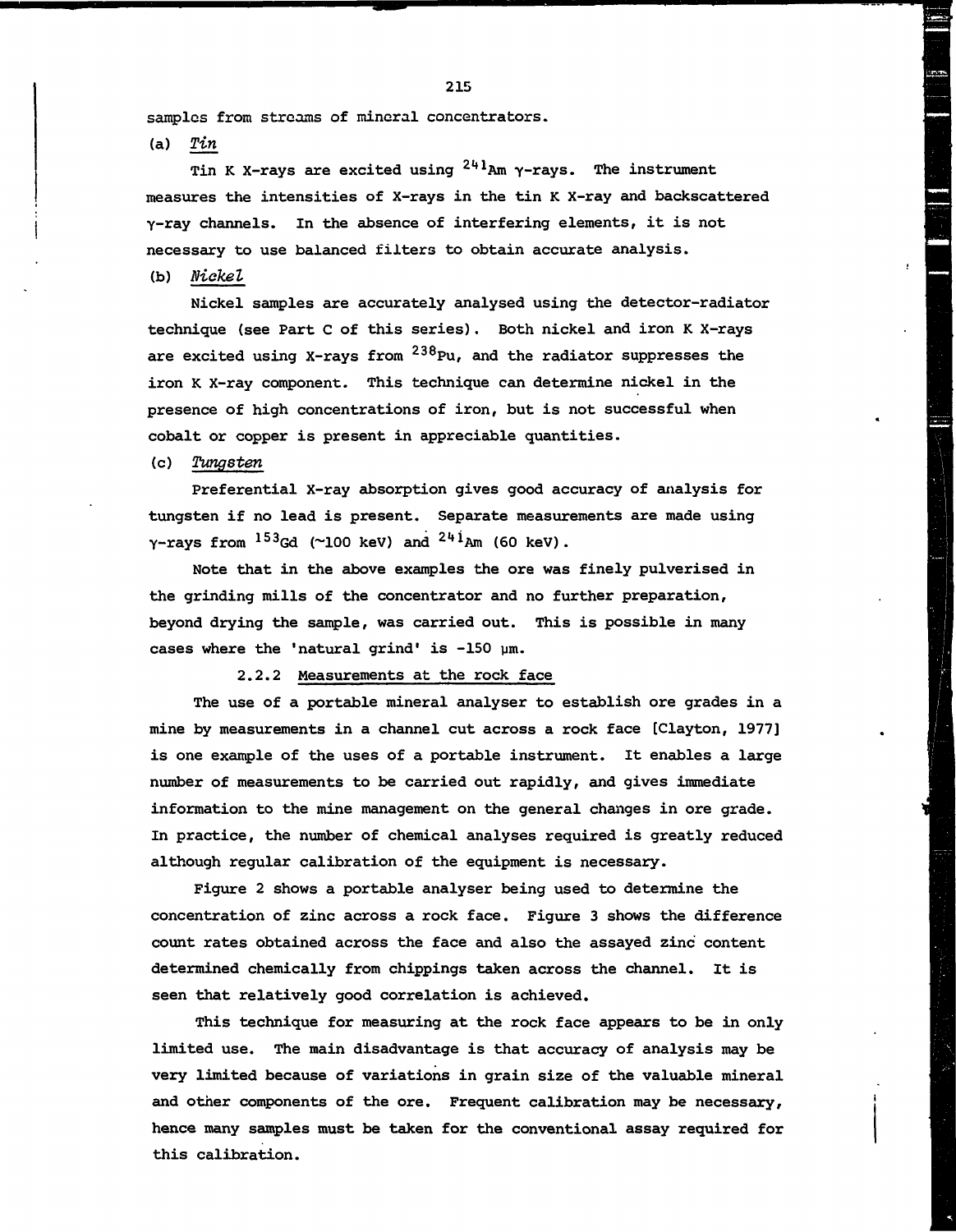samples from streams of mineral concentrators.

(a) *Tin*

Tin K X-rays are excited using $^{241}$Am γ-rays. The instrument measures the intensities of X-rays in the tin K X-ray and backscattered γ-ray channels. In the absence of interfering elements, it is not necessary to use balanced filters to obtain accurate analysis.

(b) *Nickel*

Nickel samples are accurately analysed using the detector-radiator technique (see Part C of this series). Both nickel and iron K X-rays are excited using X-rays from $^{238}$Pu, and the radiator suppresses the iron K X-ray component. This technique can determine nickel in the presence of high concentrations of iron, but is not successful when cobalt or copper is present in appreciable quantities.

(c) *Tungsten*

Preferential X-ray absorption gives good accuracy of analysis for tungsten if no lead is present. Separate measurements are made using γ-rays from $^{153}$Gd (~100 keV) and $^{241}$Am (60 keV).

Note that in the above examples the ore was finely pulverised in the grinding mills of the concentrator and no further preparation, beyond drying the sample, was carried out. This is possible in many cases where the 'natural grind' is -150 μm.

### 2.2.2 Measurements at the rock face

The use of a portable mineral analyser to establish ore grades in a mine by measurements in a channel cut across a rock face [Clayton, 1977] is one example of the uses of a portable instrument. It enables a large number of measurements to be carried out rapidly, and gives immediate information to the mine management on the general changes in ore grade. In practice, the number of chemical analyses required is greatly reduced although regular calibration of the equipment is necessary.

Figure 2 shows a portable analyser being used to determine the concentration of zinc across a rock face. Figure 3 shows the difference count rates obtained across the face and also the assayed zinc content determined chemically from chippings taken across the channel. It is seen that relatively good correlation is achieved.

This technique for measuring at the rock face appears to be in only limited use. The main disadvantage is that accuracy of analysis may be very limited because of variations in grain size of the valuable mineral and other components of the ore. Frequent calibration may be necessary, hence many samples must be taken for the conventional assay required for this calibration.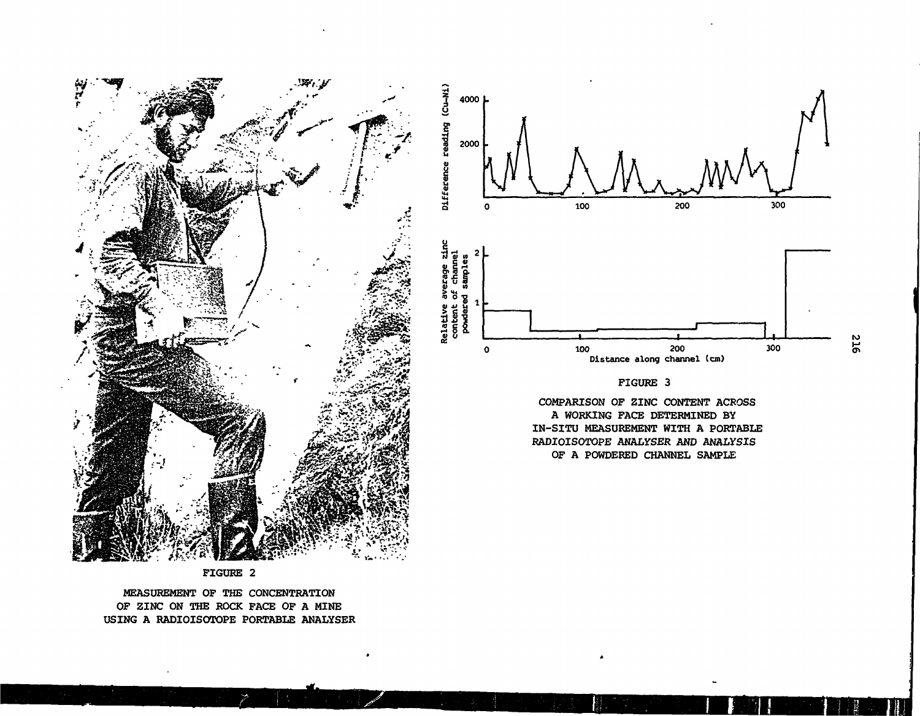FIGURE 2

MEASUREMENT OF THE CONCENTRATION OF ZINC ON THE ROCK FACE OF A MINE USING A RADIOISOTOPE PORTABLE ANALYSER

FIGURE 3

COMPARISON OF ZINC CONTENT ACROSS A WORKING FACE DETERMINED BY IN-SITU MEASUREMENT WITH A PORTABLE RADIOISOTOPE ANALYSER AND ANALYSIS OF A POWDERED CHANNEL SAMPLE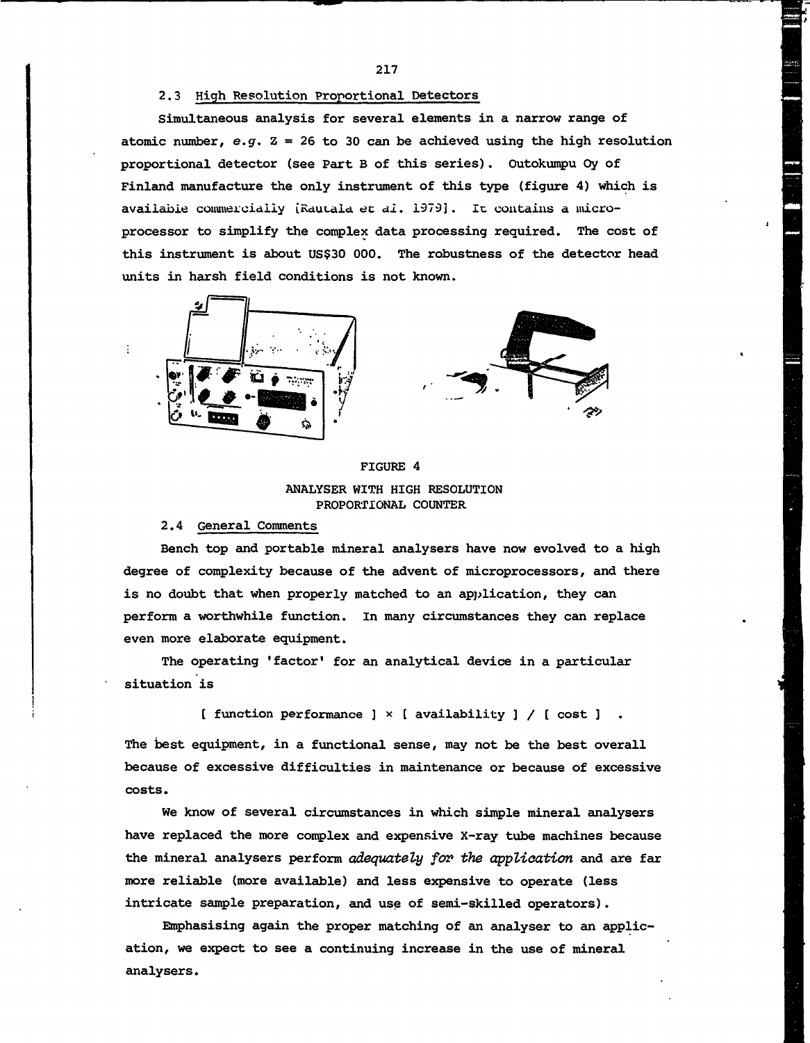### 2.3 High Resolution Proportional Detectors

Simultaneous analysis for several elements in a narrow range of atomic number, *e.g.* Z = 26 to 30 can be achieved using the high resolution proportional detector (see Part B of this series). Outokumpu Oy of Finland manufacture the only instrument of this type (figure 4) which is available commercially [Rautala *et al.* 1979]. It contains a microprocessor to simplify the complex data processing required. The cost of this instrument is about US$30 000. The robustness of the detector head units in harsh field conditions is not known.

FIGURE 4

ANALYSER WITH HIGH RESOLUTION PROPORTIONAL COUNTER

### 2.4 General Comments

Bench top and portable mineral analysers have now evolved to a high degree of complexity because of the advent of microprocessors, and there is no doubt that when properly matched to an application, they can perform a worthwhile function. In many circumstances they can replace even more elaborate equipment.

The operating 'factor' for an analytical device in a particular situation is

[ function performance ] × [ availability ] / [ cost ] .

The best equipment, in a functional sense, may not be the best overall because of excessive difficulties in maintenance or because of excessive costs.

We know of several circumstances in which simple mineral analysers have replaced the more complex and expensive X-ray tube machines because the mineral analysers perform *adequately for the application* and are far more reliable (more available) and less expensive to operate (less intricate sample preparation, and use of semi-skilled operators).

Emphasising again the proper matching of an analyser to an application, we expect to see a continuing increase in the use of mineral analysers.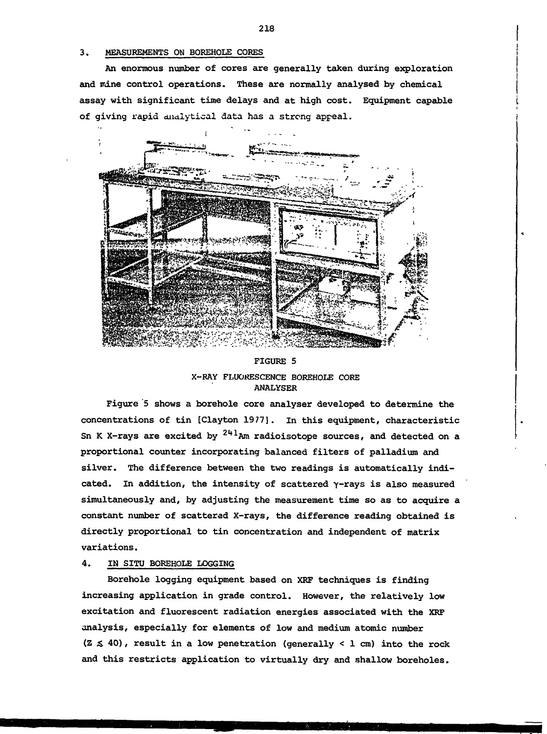## 3. MEASUREMENTS ON BOREHOLE CORES

An enormous number of cores are generally taken during exploration and mine control operations. These are normally analysed by chemical assay with significant time delays and at high cost. Equipment capable of giving rapid analytical data has a strong appeal.

FIGURE 5

X-RAY FLUORESCENCE BOREHOLE CORE ANALYSER

Figure 5 shows a borehole core analyser developed to determine the concentrations of tin [Clayton 1977]. In this equipment, characteristic Sn K X-rays are excited by $^{241}$Am radioisotope sources, and detected on a proportional counter incorporating balanced filters of palladium and silver. The difference between the two readings is automatically indicated. In addition, the intensity of scattered $\gamma$-rays is also measured simultaneously and, by adjusting the measurement time so as to acquire a constant number of scattered X-rays, the difference reading obtained is directly proportional to tin concentration and independent of matrix variations.

## 4. IN SITU BOREHOLE LOGGING

Borehole logging equipment based on XRF techniques is finding increasing application in grade control. However, the relatively low excitation and fluorescent radiation energies associated with the XRF analysis, especially for elements of low and medium atomic number ($Z \lesssim 40$), result in a low penetration (generally < 1 cm) into the rock and this restricts application to virtually dry and shallow boreholes.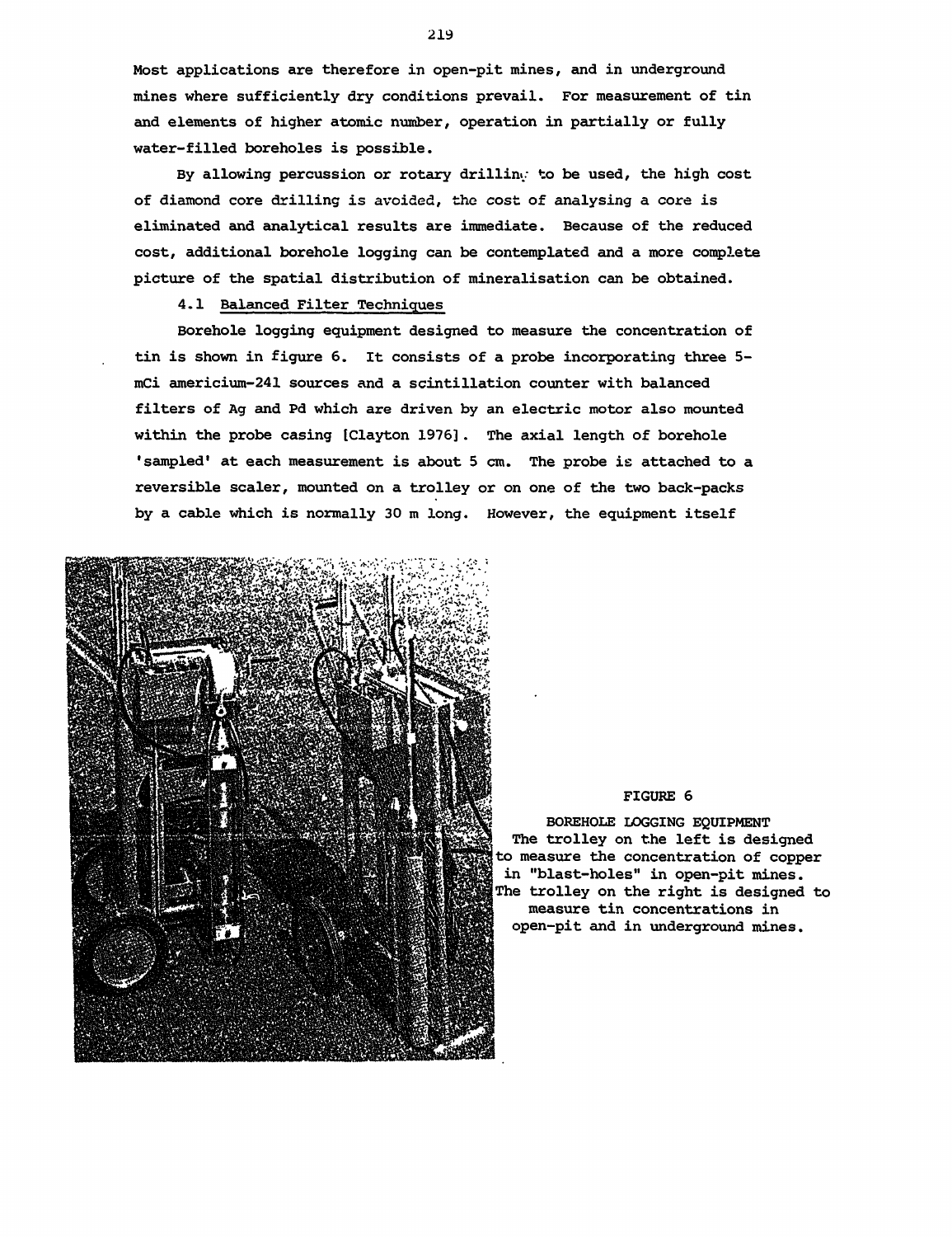Most applications are therefore in open-pit mines, and in underground mines where sufficiently dry conditions prevail. For measurement of tin and elements of higher atomic number, operation in partially or fully water-filled boreholes is possible.

By allowing percussion or rotary drilling to be used, the high cost of diamond core drilling is avoided, the cost of analysing a core is eliminated and analytical results are immediate. Because of the reduced cost, additional borehole logging can be contemplated and a more complete picture of the spatial distribution of mineralisation can be obtained.

### 4.1 Balanced Filter Techniques

Borehole logging equipment designed to measure the concentration of tin is shown in figure 6. It consists of a probe incorporating three 5-mCi americium-241 sources and a scintillation counter with balanced filters of Ag and Pd which are driven by an electric motor also mounted within the probe casing [Clayton 1976]. The axial length of borehole 'sampled' at each measurement is about 5 cm. The probe is attached to a reversible scaler, mounted on a trolley or on one of the two back-packs by a cable which is normally 30 m long. However, the equipment itself

FIGURE 6

BOREHOLE LOGGING EQUIPMENT
The trolley on the left is designed to measure the concentration of copper in "blast-holes" in open-pit mines. The trolley on the right is designed to measure tin concentrations in open-pit and in underground mines.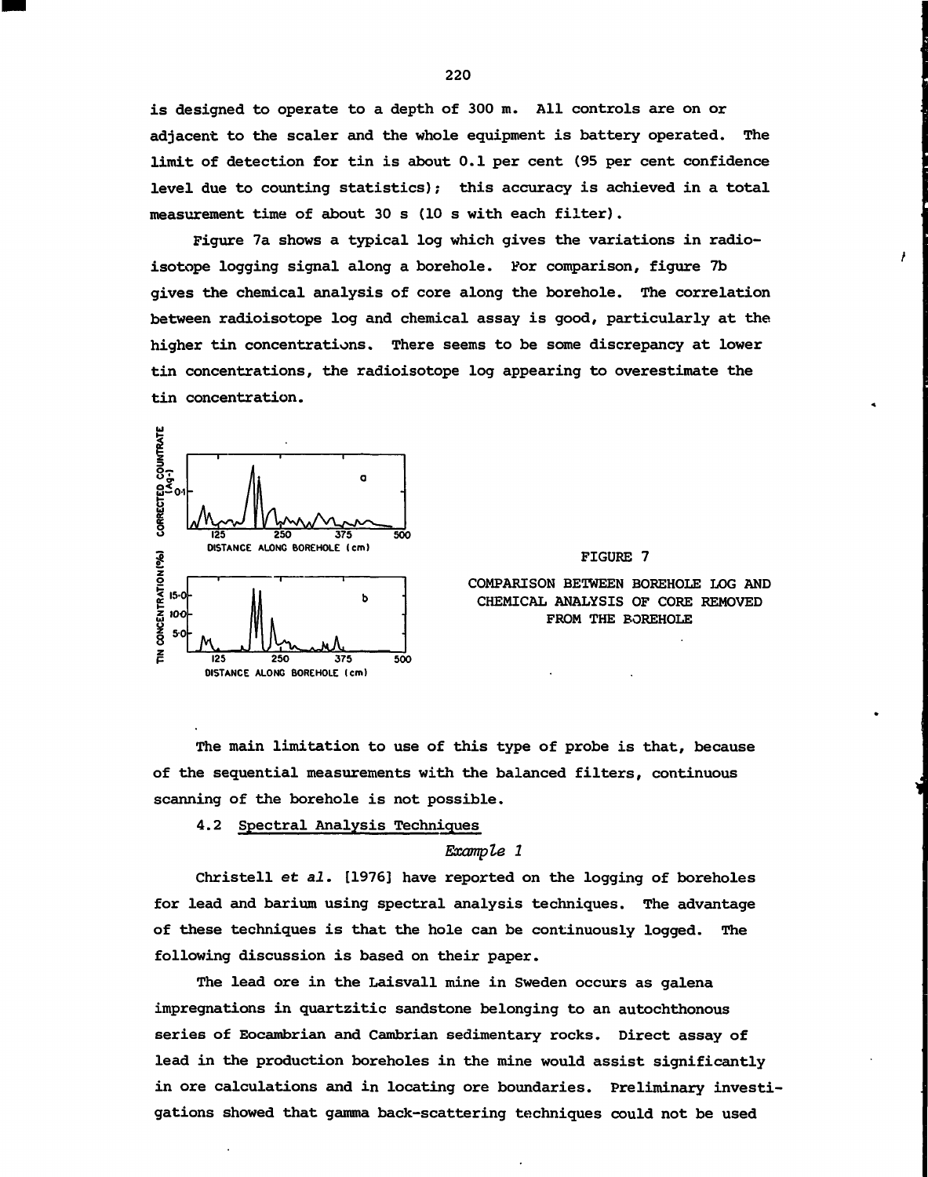is designed to operate to a depth of 300 m. All controls are on or adjacent to the scaler and the whole equipment is battery operated. The limit of detection for tin is about 0.1 per cent (95 per cent confidence level due to counting statistics); this accuracy is achieved in a total measurement time of about 30 s (10 s with each filter).

Figure 7a shows a typical log which gives the variations in radioisotope logging signal along a borehole. For comparison, figure 7b gives the chemical analysis of core along the borehole. The correlation between radioisotope log and chemical assay is good, particularly at the higher tin concentrations. There seems to be some discrepancy at lower tin concentrations, the radioisotope log appearing to overestimate the tin concentration.

FIGURE 7

COMPARISON BETWEEN BOREHOLE LOG AND CHEMICAL ANALYSIS OF CORE REMOVED FROM THE BOREHOLE

The main limitation to use of this type of probe is that, because of the sequential measurements with the balanced filters, continuous scanning of the borehole is not possible.

## 4.2 Spectral Analysis Techniques

*Example 1*

Christell *et al.* [1976] have reported on the logging of boreholes for lead and barium using spectral analysis techniques. The advantage of these techniques is that the hole can be continuously logged. The following discussion is based on their paper.

The lead ore in the Laisvall mine in Sweden occurs as galena impregnations in quartzitic sandstone belonging to an autochthonous series of Eocambrian and Cambrian sedimentary rocks. Direct assay of lead in the production boreholes in the mine would assist significantly in ore calculations and in locating ore boundaries. Preliminary investigations showed that gamma back-scattering techniques could not be used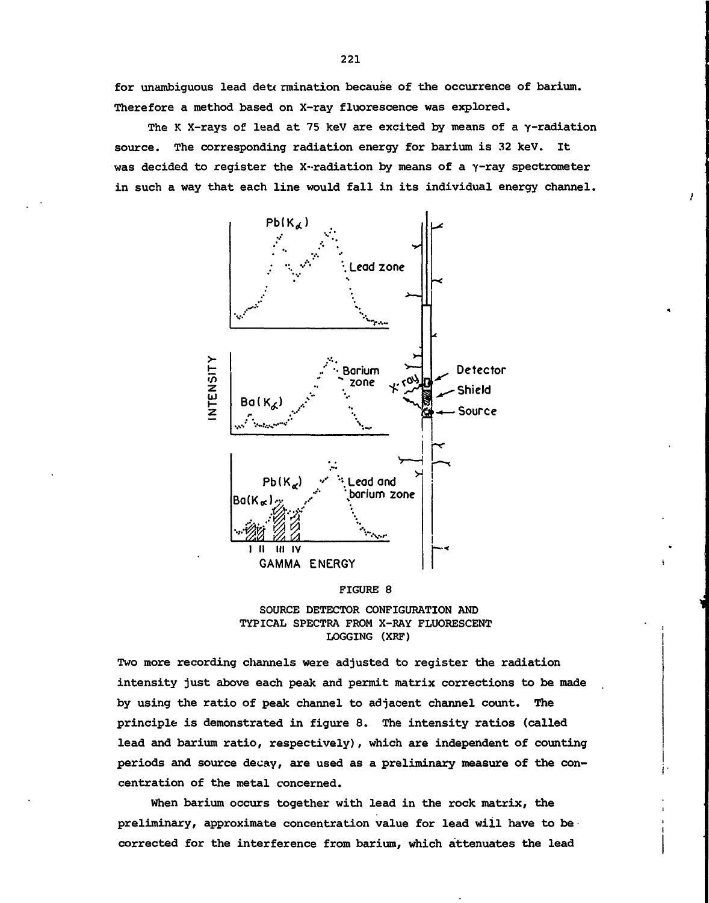for unambiguous lead determination because of the occurrence of barium. Therefore a method based on X-ray fluorescence was explored.

The K X-rays of lead at 75 keV are excited by means of a γ-radiation source. The corresponding radiation energy for barium is 32 keV. It was decided to register the X-radiation by means of a γ-ray spectrometer in such a way that each line would fall in its individual energy channel.

FIGURE 8

SOURCE DETECTOR CONFIGURATION AND TYPICAL SPECTRA FROM X-RAY FLUORESCENT LOGGING (XRF)

Two more recording channels were adjusted to register the radiation intensity just above each peak and permit matrix corrections to be made by using the ratio of peak channel to adjacent channel count. The principle is demonstrated in figure 8. The intensity ratios (called lead and barium ratio, respectively), which are independent of counting periods and source decay, are used as a preliminary measure of the concentration of the metal concerned.

When barium occurs together with lead in the rock matrix, the preliminary, approximate concentration value for lead will have to be corrected for the interference from barium, which attenuates the lead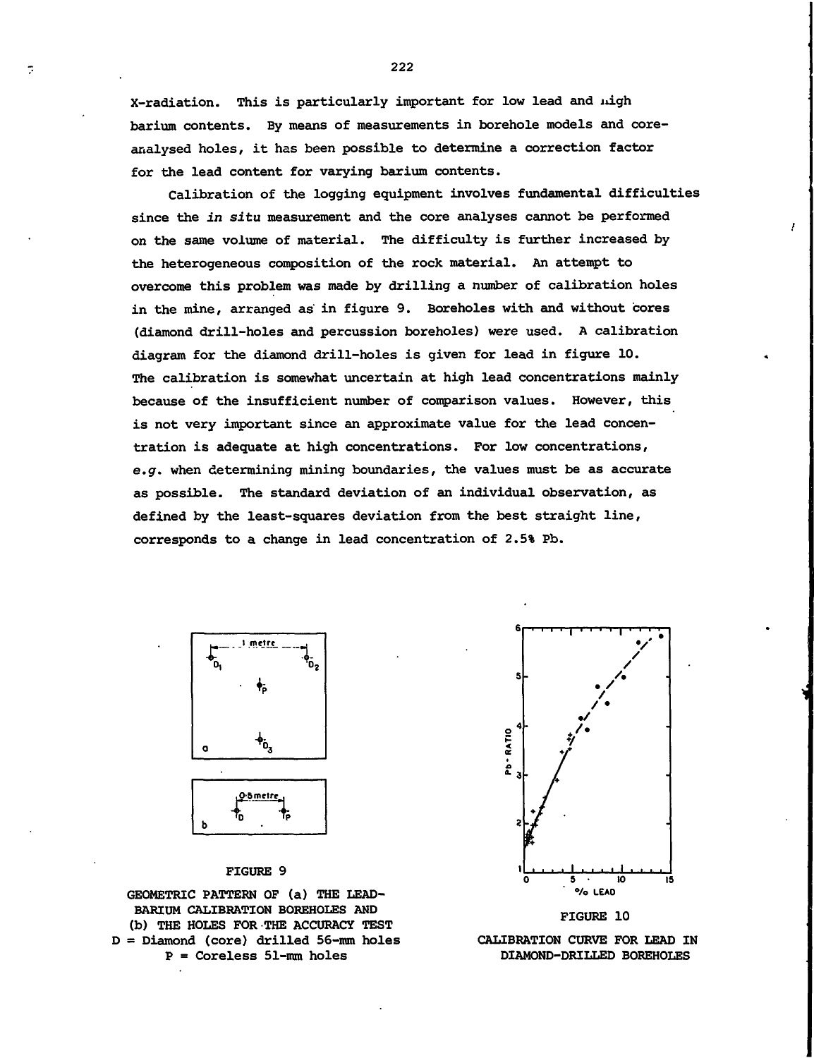X-radiation. This is particularly important for low lead and high barium contents. By means of measurements in borehole models and core-analysed holes, it has been possible to determine a correction factor for the lead content for varying barium contents.

Calibration of the logging equipment involves fundamental difficulties since the *in situ* measurement and the core analyses cannot be performed on the same volume of material. The difficulty is further increased by the heterogeneous composition of the rock material. An attempt to overcome this problem was made by drilling a number of calibration holes in the mine, arranged as in figure 9. Boreholes with and without cores (diamond drill-holes and percussion boreholes) were used. A calibration diagram for the diamond drill-holes is given for lead in figure 10. The calibration is somewhat uncertain at high lead concentrations mainly because of the insufficient number of comparison values. However, this is not very important since an approximate value for the lead concentration is adequate at high concentrations. For low concentrations, *e.g.* when determining mining boundaries, the values must be as accurate as possible. The standard deviation of an individual observation, as defined by the least-squares deviation from the best straight line, corresponds to a change in lead concentration of 2.5% Pb.

FIGURE 9

GEOMETRIC PATTERN OF (a) THE LEAD-BARIUM CALIBRATION BOREHOLES AND (b) THE HOLES FOR THE ACCURACY TEST
D = Diamond (core) drilled 56-mm holes
P = Coreless 51-mm holes

FIGURE 10

CALIBRATION CURVE FOR LEAD IN DIAMOND-DRILLED BOREHOLES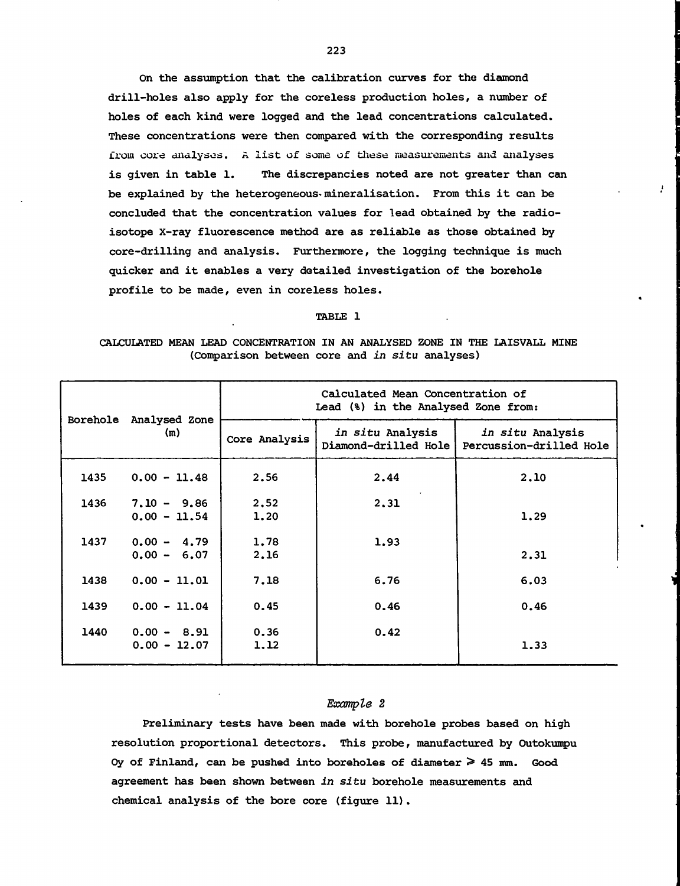On the assumption that the calibration curves for the diamond drill-holes also apply for the coreless production holes, a number of holes of each kind were logged and the lead concentrations calculated. These concentrations were then compared with the corresponding results from core analyses. A list of some of these measurements and analyses is given in table 1. The discrepancies noted are not greater than can be explained by the heterogeneous mineralisation. From this it can be concluded that the concentration values for lead obtained by the radio-isotope X-ray fluorescence method are as reliable as those obtained by core-drilling and analysis. Furthermore, the logging technique is much quicker and it enables a very detailed investigation of the borehole profile to be made, even in coreless holes.

TABLE 1

CALCULATED MEAN LEAD CONCENTRATION IN AN ANALYSED ZONE IN THE LAISVALL MINE
(Comparison between core and *in situ* analyses)

| Borehole | Analysed Zone (m) | Calculated Mean Concentration of Lead (%) in the Analysed Zone from: | | |
|---|---|---|---|---|
| | | Core Analysis | *in situ* Analysis Diamond-drilled Hole | *in situ* Analysis Percussion-drilled Hole |
| 1435 | 0.00 - 11.48 | 2.56 | 2.44 | 2.10 |
| 1436 | 7.10 - 9.86 | 2.52 | 2.31 | |
| | 0.00 - 11.54 | 1.20 | | 1.29 |
| 1437 | 0.00 - 4.79 | 1.78 | 1.93 | |
| | 0.00 - 6.07 | 2.16 | | 2.31 |
| 1438 | 0.00 - 11.01 | 7.18 | 6.76 | 6.03 |
| 1439 | 0.00 - 11.04 | 0.45 | 0.46 | 0.46 |
| 1440 | 0.00 - 8.91 | 0.36 | 0.42 | |
| | 0.00 - 12.07 | 1.12 | | 1.33 |

### *Example 2*

Preliminary tests have been made with borehole probes based on high resolution proportional detectors. This probe, manufactured by Outokumpu Oy of Finland, can be pushed into boreholes of diameter $\geq$ 45 mm. Good agreement has been shown between *in situ* borehole measurements and chemical analysis of the bore core (figure 11).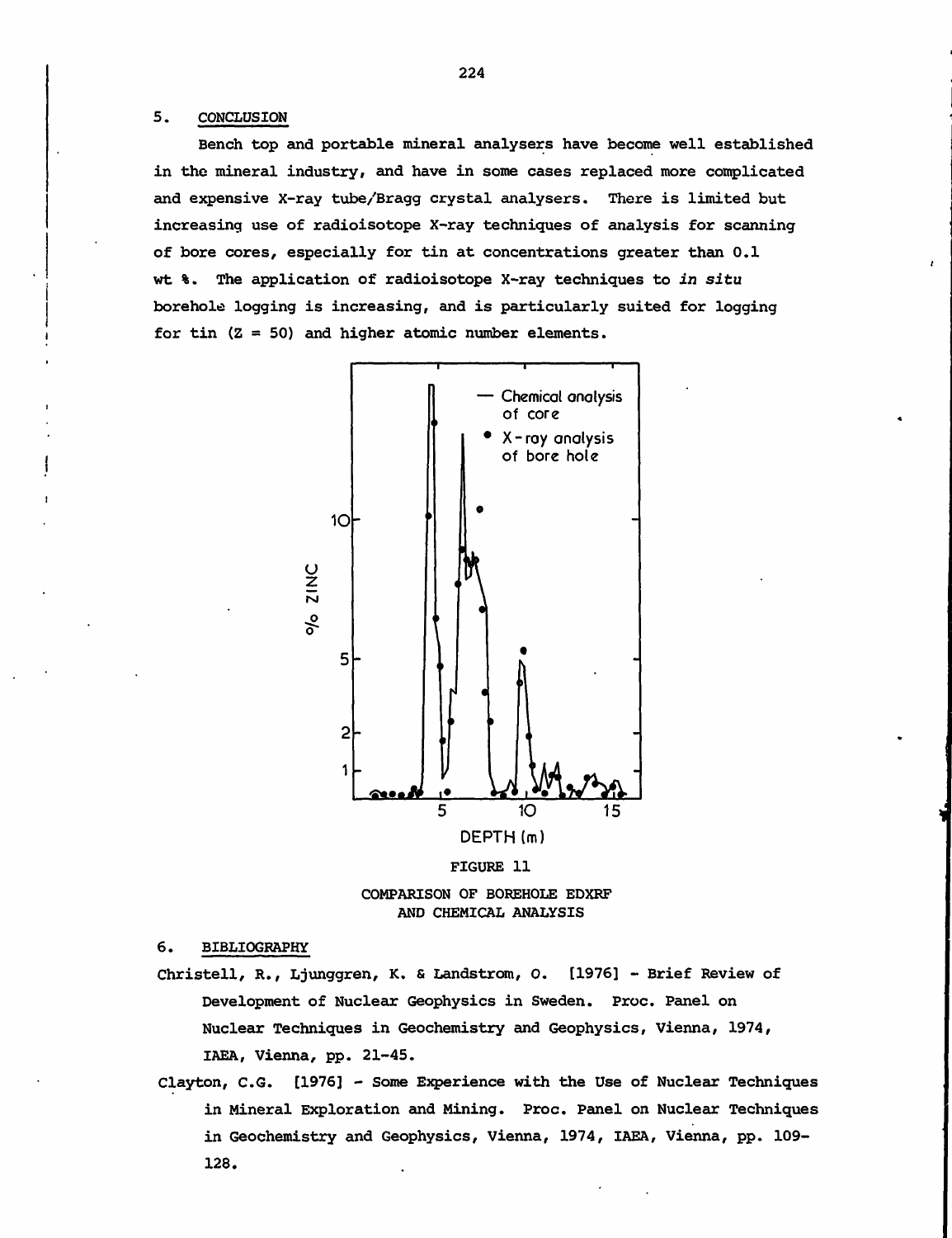## 5. CONCLUSION

Bench top and portable mineral analysers have become well established in the mineral industry, and have in some cases replaced more complicated and expensive X-ray tube/Bragg crystal analysers. There is limited but increasing use of radioisotope X-ray techniques of analysis for scanning of bore cores, especially for tin at concentrations greater than 0.1 wt %. The application of radioisotope X-ray techniques to *in situ* borehole logging is increasing, and is particularly suited for logging for tin (Z = 50) and higher atomic number elements.

FIGURE 11

COMPARISON OF BOREHOLE EDXRF AND CHEMICAL ANALYSIS

## 6. BIBLIOGRAPHY

Christell, R., Ljunggren, K. & Landstrom, O. [1976] - Brief Review of Development of Nuclear Geophysics in Sweden. Proc. Panel on Nuclear Techniques in Geochemistry and Geophysics, Vienna, 1974, IAEA, Vienna, pp. 21-45.

Clayton, C.G. [1976] - Some Experience with the Use of Nuclear Techniques in Mineral Exploration and Mining. Proc. Panel on Nuclear Techniques in Geochemistry and Geophysics, Vienna, 1974, IAEA, Vienna, pp. 109-128.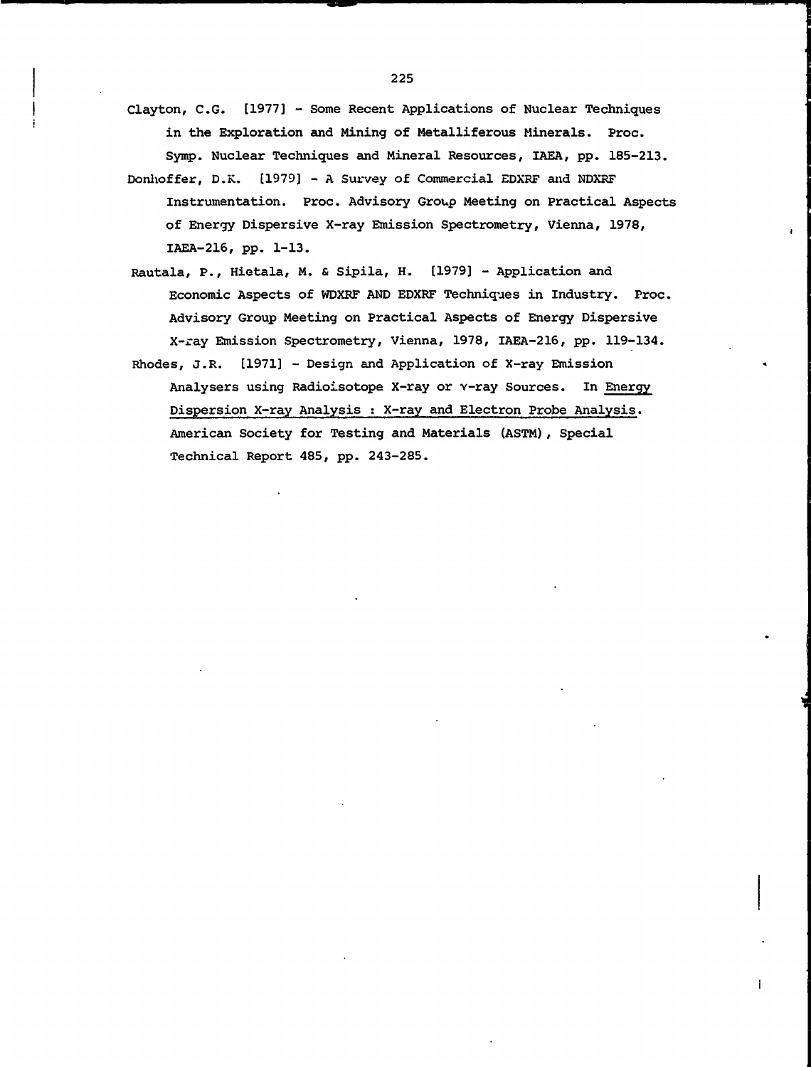Clayton, C.G. [1977] - Some Recent Applications of Nuclear Techniques in the Exploration and Mining of Metalliferous Minerals. Proc. Symp. Nuclear Techniques and Mineral Resources, IAEA, pp. 185-213.

Donhoffer, D.K. [1979] - A Survey of Commercial EDXRF and NDXRF Instrumentation. Proc. Advisory Group Meeting on Practical Aspects of Energy Dispersive X-ray Emission Spectrometry, Vienna, 1978, IAEA-216, pp. 1-13.

Rautala, P., Hietala, M. & Sipila, H. [1979] - Application and Economic Aspects of WDXRF AND EDXRF Techniques in Industry. Proc. Advisory Group Meeting on Practical Aspects of Energy Dispersive X-ray Emission Spectrometry, Vienna, 1978, IAEA-216, pp. 119-134.

Rhodes, J.R. [1971] - Design and Application of X-ray Emission Analysers using Radioisotope X-ray or γ-ray Sources. In Energy Dispersion X-ray Analysis : X-ray and Electron Probe Analysis. American Society for Testing and Materials (ASTM), Special Technical Report 485, pp. 243-285.